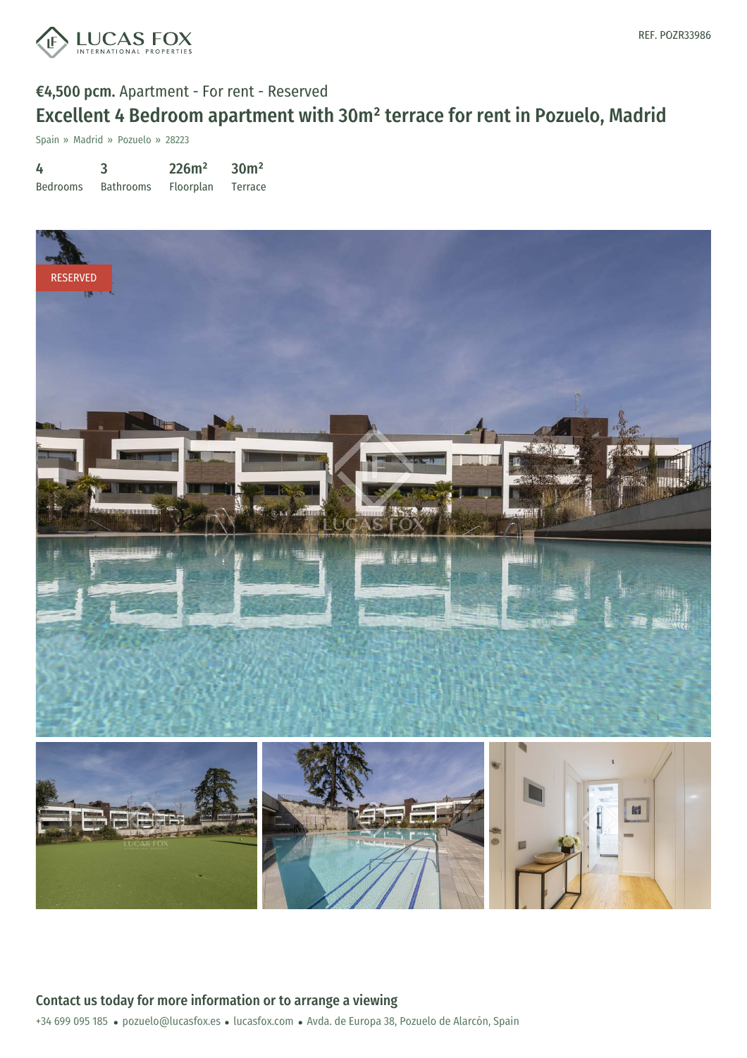REF. POZR33986

€4,500 pcm. Apartment - For rent - Reserved

# Excellent 4 Bedroom apartment with 30m² terrace for rent in Pozuelo, Madrid

Spain » Madrid » Pozuelo » 28223

| 4 | 3 | 226m² | 30m² |
|---|---|---|---|
| Bedrooms | Bathrooms | Floorplan | Terrace |

RESERVED

## Contact us today for more information or to arrange a viewing

+34 699 095 185 • pozuelo@lucasfox.es • lucasfox.com • Avda. de Europa 38, Pozuelo de Alarcón, Spain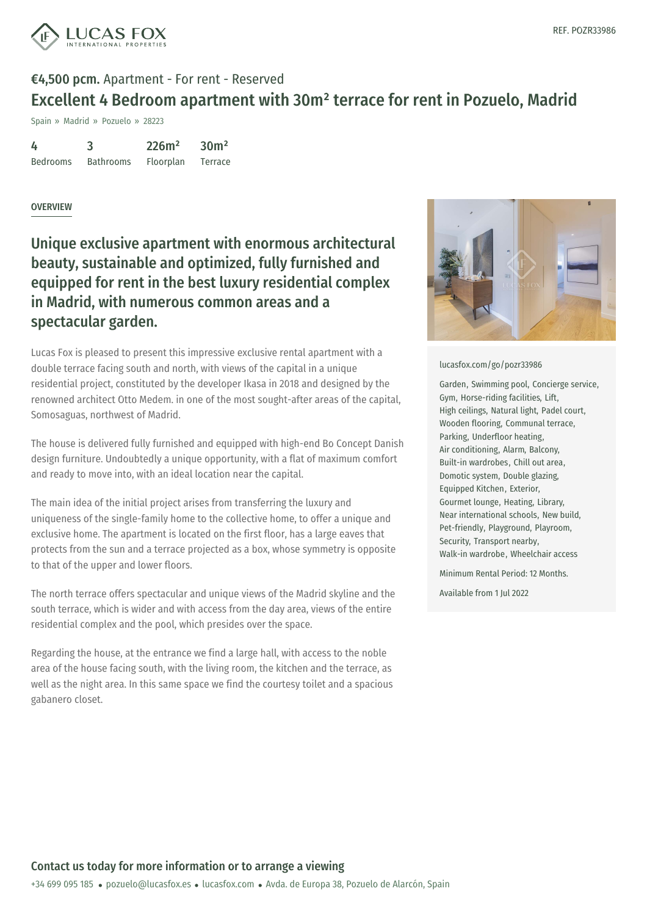REF. POZR33986

**€4,500 pcm.** Apartment - For rent - Reserved

# Excellent 4 Bedroom apartment with 30m² terrace for rent in Pozuelo, Madrid

Spain » Madrid » Pozuelo » 28223

| 4 | 3 | 226m² | 30m² |
|---|---|---|---|
| Bedrooms | Bathrooms | Floorplan | Terrace |

## OVERVIEW

## Unique exclusive apartment with enormous architectural beauty, sustainable and optimized, fully furnished and equipped for rent in the best luxury residential complex in Madrid, with numerous common areas and a spectacular garden.

Lucas Fox is pleased to present this impressive exclusive rental apartment with a double terrace facing south and north, with views of the capital in a unique residential project, constituted by the developer Ikasa in 2018 and designed by the renowned architect Otto Medem. in one of the most sought-after areas of the capital, Somosaguas, northwest of Madrid.

The house is delivered fully furnished and equipped with high-end Bo Concept Danish design furniture. Undoubtedly a unique opportunity, with a flat of maximum comfort and ready to move into, with an ideal location near the capital.

The main idea of the initial project arises from transferring the luxury and uniqueness of the single-family home to the collective home, to offer a unique and exclusive home. The apartment is located on the first floor, has a large eaves that protects from the sun and a terrace projected as a box, whose symmetry is opposite to that of the upper and lower floors.

The north terrace offers spectacular and unique views of the Madrid skyline and the south terrace, which is wider and with access from the day area, views of the entire residential complex and the pool, which presides over the space.

Regarding the house, at the entrance we find a large hall, with access to the noble area of the house facing south, with the living room, the kitchen and the terrace, as well as the night area. In this same space we find the courtesy toilet and a spacious gabanero closet.

lucasfox.com/go/pozr33986

Garden, Swimming pool, Concierge service, Gym, Horse-riding facilities, Lift, High ceilings, Natural light, Padel court, Wooden flooring, Communal terrace, Parking, Underfloor heating, Air conditioning, Alarm, Balcony, Built-in wardrobes, Chill out area, Domotic system, Double glazing, Equipped Kitchen, Exterior, Gourmet lounge, Heating, Library, Near international schools, New build, Pet-friendly, Playground, Playroom, Security, Transport nearby, Walk-in wardrobe, Wheelchair access

Minimum Rental Period: 12 Months.

Available from 1 Jul 2022

**Contact us today for more information or to arrange a viewing**

+34 699 095 185 • pozuelo@lucasfox.es • lucasfox.com • Avda. de Europa 38, Pozuelo de Alarcón, Spain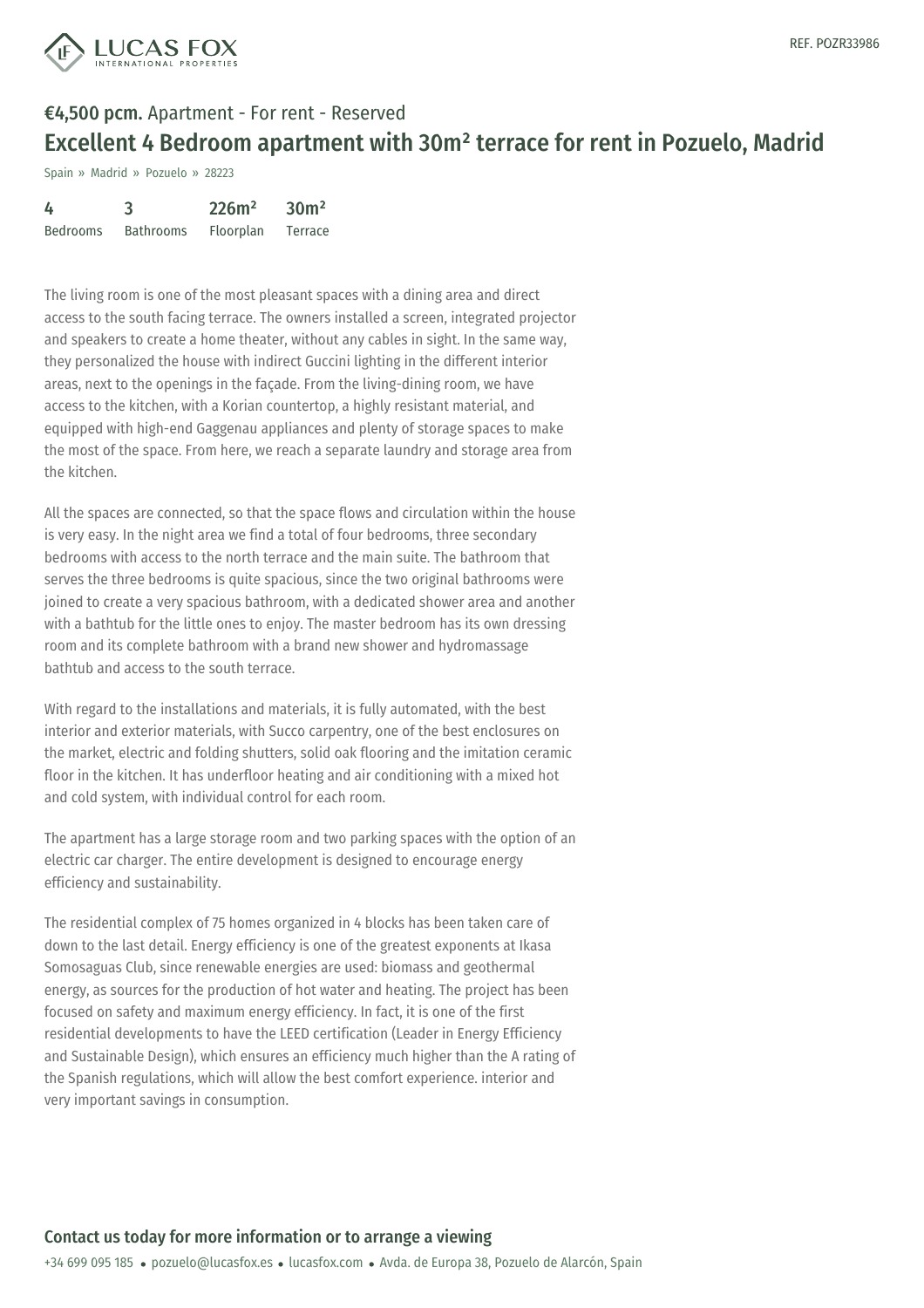**€4,500 pcm.** Apartment - For rent - Reserved

# Excellent 4 Bedroom apartment with 30m² terrace for rent in Pozuelo, Madrid

Spain » Madrid » Pozuelo » 28223

| 4 | 3 | 226m² | 30m² |
|---|---|---|---|
| Bedrooms | Bathrooms | Floorplan | Terrace |

The living room is one of the most pleasant spaces with a dining area and direct access to the south facing terrace. The owners installed a screen, integrated projector and speakers to create a home theater, without any cables in sight. In the same way, they personalized the house with indirect Guccini lighting in the different interior areas, next to the openings in the façade. From the living-dining room, we have access to the kitchen, with a Korian countertop, a highly resistant material, and equipped with high-end Gaggenau appliances and plenty of storage spaces to make the most of the space. From here, we reach a separate laundry and storage area from the kitchen.

All the spaces are connected, so that the space flows and circulation within the house is very easy. In the night area we find a total of four bedrooms, three secondary bedrooms with access to the north terrace and the main suite. The bathroom that serves the three bedrooms is quite spacious, since the two original bathrooms were joined to create a very spacious bathroom, with a dedicated shower area and another with a bathtub for the little ones to enjoy. The master bedroom has its own dressing room and its complete bathroom with a brand new shower and hydromassage bathtub and access to the south terrace.

With regard to the installations and materials, it is fully automated, with the best interior and exterior materials, with Succo carpentry, one of the best enclosures on the market, electric and folding shutters, solid oak flooring and the imitation ceramic floor in the kitchen. It has underfloor heating and air conditioning with a mixed hot and cold system, with individual control for each room.

The apartment has a large storage room and two parking spaces with the option of an electric car charger. The entire development is designed to encourage energy efficiency and sustainability.

The residential complex of 75 homes organized in 4 blocks has been taken care of down to the last detail. Energy efficiency is one of the greatest exponents at Ikasa Somosaguas Club, since renewable energies are used: biomass and geothermal energy, as sources for the production of hot water and heating. The project has been focused on safety and maximum energy efficiency. In fact, it is one of the first residential developments to have the LEED certification (Leader in Energy Efficiency and Sustainable Design), which ensures an efficiency much higher than the A rating of the Spanish regulations, which will allow the best comfort experience. interior and very important savings in consumption.

## Contact us today for more information or to arrange a viewing

+34 699 095 185 • pozuelo@lucasfox.es • lucasfox.com • Avda. de Europa 38, Pozuelo de Alarcón, Spain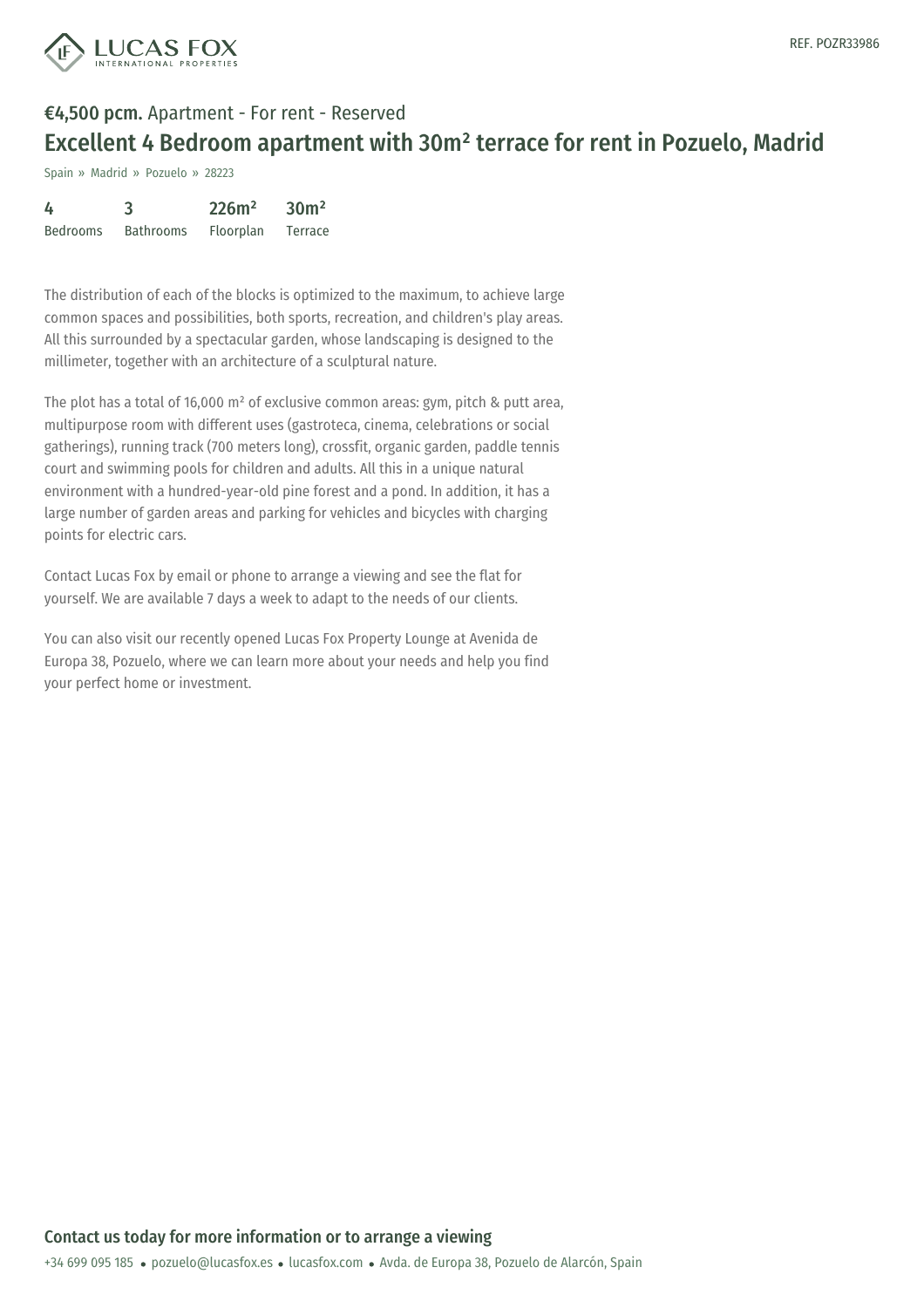**€4,500 pcm.** Apartment - For rent - Reserved

# Excellent 4 Bedroom apartment with 30m² terrace for rent in Pozuelo, Madrid

Spain » Madrid » Pozuelo » 28223

| 4 | 3 | 226m² | 30m² |
|---|---|---|---|
| Bedrooms | Bathrooms | Floorplan | Terrace |

The distribution of each of the blocks is optimized to the maximum, to achieve large common spaces and possibilities, both sports, recreation, and children's play areas. All this surrounded by a spectacular garden, whose landscaping is designed to the millimeter, together with an architecture of a sculptural nature.

The plot has a total of 16,000 m² of exclusive common areas: gym, pitch & putt area, multipurpose room with different uses (gastroteca, cinema, celebrations or social gatherings), running track (700 meters long), crossfit, organic garden, paddle tennis court and swimming pools for children and adults. All this in a unique natural environment with a hundred-year-old pine forest and a pond. In addition, it has a large number of garden areas and parking for vehicles and bicycles with charging points for electric cars.

Contact Lucas Fox by email or phone to arrange a viewing and see the flat for yourself. We are available 7 days a week to adapt to the needs of our clients.

You can also visit our recently opened Lucas Fox Property Lounge at Avenida de Europa 38, Pozuelo, where we can learn more about your needs and help you find your perfect home or investment.

## Contact us today for more information or to arrange a viewing

+34 699 095 185 • pozuelo@lucasfox.es • lucasfox.com • Avda. de Europa 38, Pozuelo de Alarcón, Spain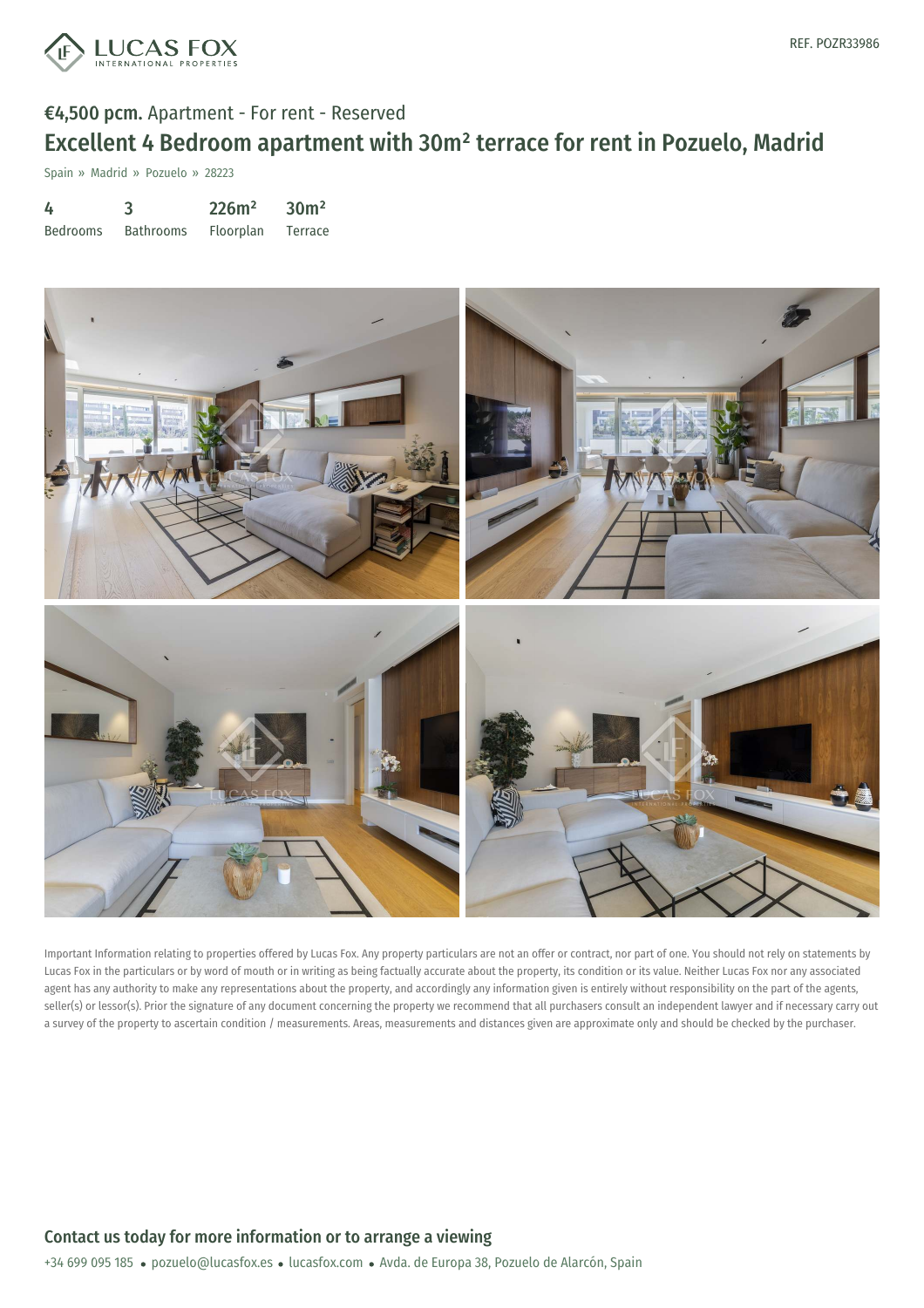REF. POZR33986

**€4,500 pcm.** Apartment - For rent - Reserved

# Excellent 4 Bedroom apartment with 30m² terrace for rent in Pozuelo, Madrid

Spain » Madrid » Pozuelo » 28223

| 4 | 3 | 226m² | 30m² |
|---|---|---|---|
| Bedrooms | Bathrooms | Floorplan | Terrace |

Important Information relating to properties offered by Lucas Fox. Any property particulars are not an offer or contract, nor part of one. You should not rely on statements by Lucas Fox in the particulars or by word of mouth or in writing as being factually accurate about the property, its condition or its value. Neither Lucas Fox nor any associated agent has any authority to make any representations about the property, and accordingly any information given is entirely without responsibility on the part of the agents, seller(s) or lessor(s). Prior the signature of any document concerning the property we recommend that all purchasers consult an independent lawyer and if necessary carry out a survey of the property to ascertain condition / measurements. Areas, measurements and distances given are approximate only and should be checked by the purchaser.

## Contact us today for more information or to arrange a viewing

+34 699 095 185 • pozuelo@lucasfox.es • lucasfox.com • Avda. de Europa 38, Pozuelo de Alarcón, Spain